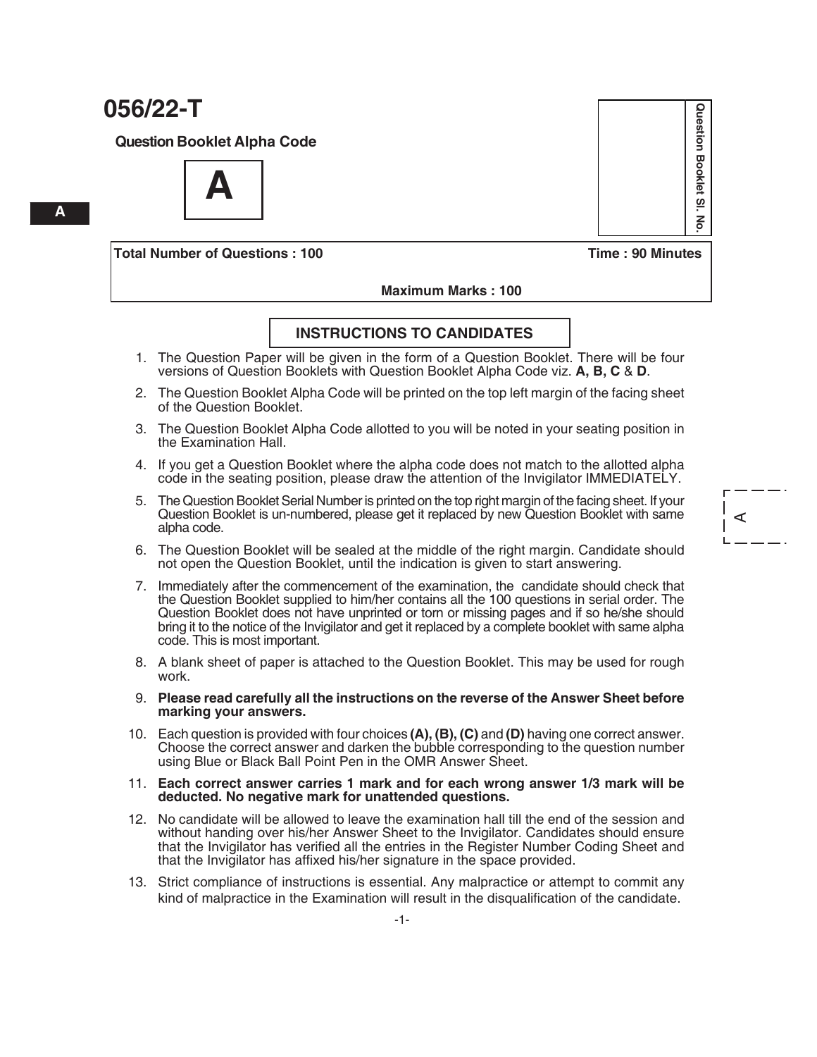# 056/22-T

**Question Booklet Alpha Code**

**A**

**Question Booklet Sl. No.**

**Total Number of Questions : 100** **Time : 90 Minutes**

**Maximum Marks : 100**

## INSTRUCTIONS TO CANDIDATES

1. The Question Paper will be given in the form of a Question Booklet. There will be four versions of Question Booklets with Question Booklet Alpha Code viz. **A, B, C** & **D**.
2. The Question Booklet Alpha Code will be printed on the top left margin of the facing sheet of the Question Booklet.
3. The Question Booklet Alpha Code allotted to you will be noted in your seating position in the Examination Hall.
4. If you get a Question Booklet where the alpha code does not match to the allotted alpha code in the seating position, please draw the attention of the Invigilator IMMEDIATELY.
5. The Question Booklet Serial Number is printed on the top right margin of the facing sheet. If your Question Booklet is un-numbered, please get it replaced by new Question Booklet with same alpha code.
6. The Question Booklet will be sealed at the middle of the right margin. Candidate should not open the Question Booklet, until the indication is given to start answering.
7. Immediately after the commencement of the examination, the candidate should check that the Question Booklet supplied to him/her contains all the 100 questions in serial order. The Question Booklet does not have unprinted or torn or missing pages and if so he/she should bring it to the notice of the Invigilator and get it replaced by a complete booklet with same alpha code. This is most important.
8. A blank sheet of paper is attached to the Question Booklet. This may be used for rough work.
9. **Please read carefully all the instructions on the reverse of the Answer Sheet before marking your answers.**
10. Each question is provided with four choices **(A), (B), (C)** and **(D)** having one correct answer. Choose the correct answer and darken the bubble corresponding to the question number using Blue or Black Ball Point Pen in the OMR Answer Sheet.
11. **Each correct answer carries 1 mark and for each wrong answer 1/3 mark will be deducted. No negative mark for unattended questions.**
12. No candidate will be allowed to leave the examination hall till the end of the session and without handing over his/her Answer Sheet to the Invigilator. Candidates should ensure that the Invigilator has verified all the entries in the Register Number Coding Sheet and that the Invigilator has affixed his/her signature in the space provided.
13. Strict compliance of instructions is essential. Any malpractice or attempt to commit any kind of malpractice in the Examination will result in the disqualification of the candidate.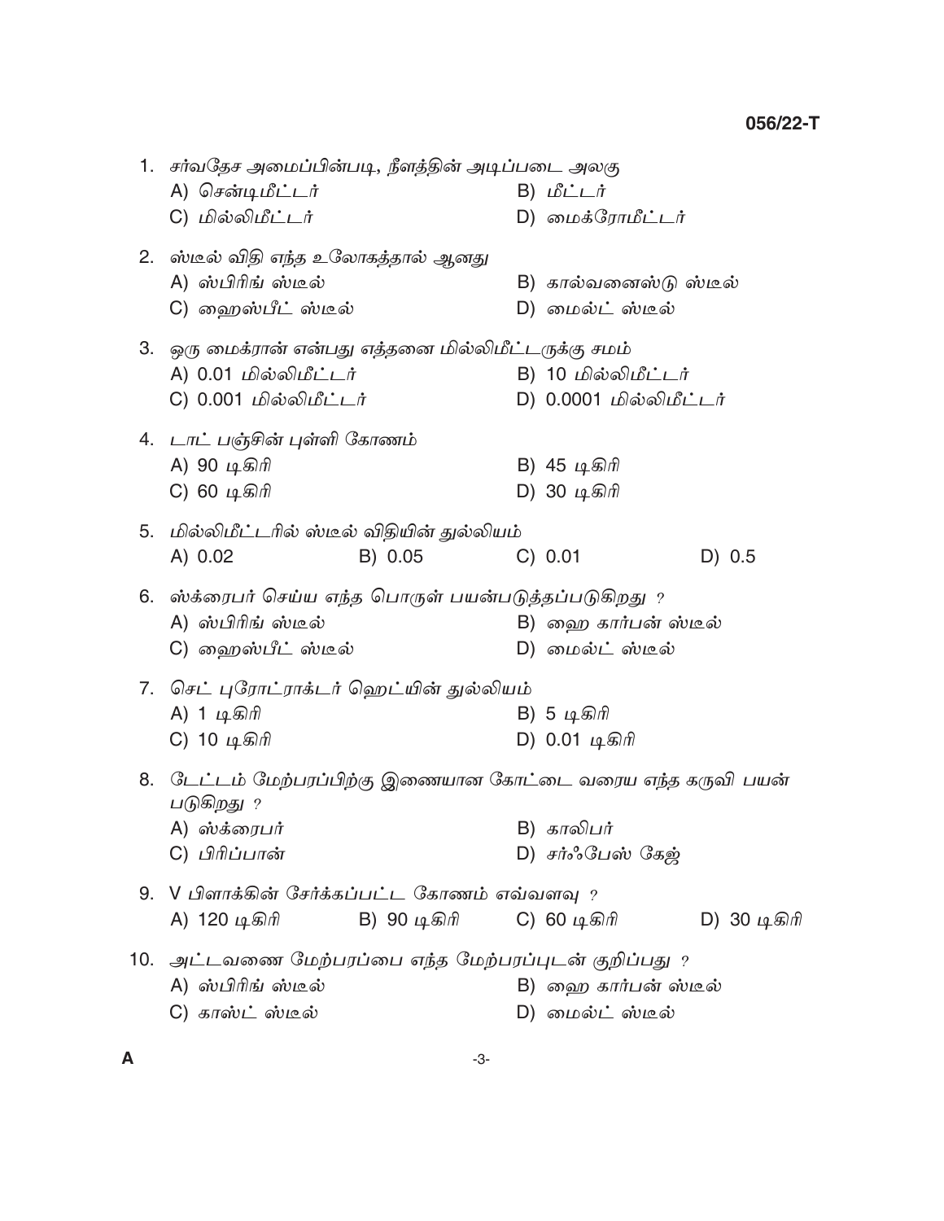1. சர்வதேச அமைப்பின்படி, நீளத்தின் அடிப்படை அலகு
   A) சென்டிமீட்டர்
   B) மீட்டர்
   C) மில்லிமீட்டர்
   D) மைக்ரோமீட்டர்

2. ஸ்டீல் விதி எந்த உலோகத்தால் ஆனது
   A) ஸ்பிரிங் ஸ்டீல்
   B) கால்வனைஸ்டு ஸ்டீல்
   C) ஹைஸ்பீட் ஸ்டீல்
   D) மைல்ட் ஸ்டீல்

3. ஒரு மைக்ரான் என்பது எத்தனை மில்லிமீட்டருக்கு சமம்
   A) 0.01 மில்லிமீட்டர்
   B) 10 மில்லிமீட்டர்
   C) 0.001 மில்லிமீட்டர்
   D) 0.0001 மில்லிமீட்டர்

4. டாட் பஞ்சின் புள்ளி கோணம்
   A) 90 டிகிரி
   B) 45 டிகிரி
   C) 60 டிகிரி
   D) 30 டிகிரி

5. மில்லிமீட்டரில் ஸ்டீல் விதியின் துல்லியம்
   A) 0.02
   B) 0.05
   C) 0.01
   D) 0.5

6. ஸ்க்ரைபர் செய்ய எந்த பொருள் பயன்படுத்தப்படுகிறது ?
   A) ஸ்பிரிங் ஸ்டீல்
   B) ஹை கார்பன் ஸ்டீல்
   C) ஹைஸ்பீட் ஸ்டீல்
   D) மைல்ட் ஸ்டீல்

7. செட் புரோட்ராக்டர் ஹெட்யின் துல்லியம்
   A) 1 டிகிரி
   B) 5 டிகிரி
   C) 10 டிகிரி
   D) 0.01 டிகிரி

8. டேட்டம் மேற்பரப்பிற்கு இணையான கோட்டை வரைய எந்த கருவி பயன் படுகிறது ?
   A) ஸ்க்ரைபர்
   B) காலிபர்
   C) பிரிப்பான்
   D) சர்ஃபேஸ் கேஜ்

9. V பிளாக்கின் சேர்க்கப்பட்ட கோணம் எவ்வளவு ?
   A) 120 டிகிரி
   B) 90 டிகிரி
   C) 60 டிகிரி
   D) 30 டிகிரி

10. அட்டவணை மேற்பரப்பை எந்த மேற்பரப்புடன் குறிப்பது ?
    A) ஸ்பிரிங் ஸ்டீல்
    B) ஹை கார்பன் ஸ்டீல்
    C) காஸ்ட் ஸ்டீல்
    D) மைல்ட் ஸ்டீல்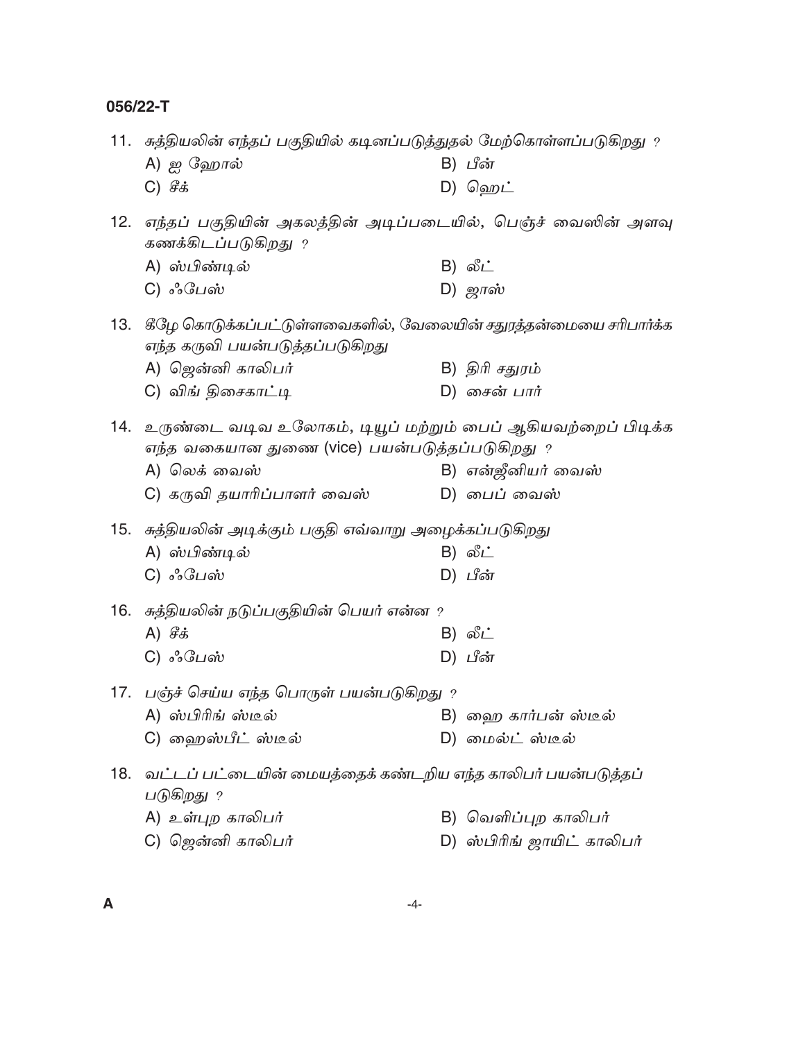11. சுத்தியலின் எந்தப் பகுதியில் கடினப்படுத்துதல் மேற்கொள்ளப்படுகிறது ?

    A) ஐ ஹோல்
    B) பீன்
    C) சீக்
    D) ஹெட்

12. எந்தப் பகுதியின் அகலத்தின் அடிப்படையில், பெஞ்ச் வைஸின் அளவு கணக்கிடப்படுகிறது ?

    A) ஸ்பிண்டில்
    B) லீட்
    C) ஃபேஸ்
    D) ஜாஸ்

13. கீழே கொடுக்கப்பட்டுள்ளவைகளில், வேலையின் சதுரத்தன்மையை சரிபார்க்க எந்த கருவி பயன்படுத்தப்படுகிறது

    A) ஜென்னி காலிபர்
    B) திரி சதுரம்
    C) விங் திசைகாட்டி
    D) சைன் பார்

14. உருண்டை வடிவ உலோகம், டியூப் மற்றும் பைப் ஆகியவற்றைப் பிடிக்க எந்த வகையான துணை (vice) பயன்படுத்தப்படுகிறது ?

    A) லெக் வைஸ்
    B) என்ஜீனியர் வைஸ்
    C) கருவி தயாரிப்பாளர் வைஸ்
    D) பைப் வைஸ்

15. சுத்தியலின் அடிக்கும் பகுதி எவ்வாறு அழைக்கப்படுகிறது

    A) ஸ்பிண்டில்
    B) லீட்
    C) ஃபேஸ்
    D) பீன்

16. சுத்தியலின் நடுப்பகுதியின் பெயர் என்ன ?

    A) சீக்
    B) லீட்
    C) ஃபேஸ்
    D) பீன்

17. பஞ்ச் செய்ய எந்த பொருள் பயன்படுகிறது ?

    A) ஸ்பிரிங் ஸ்டீல்
    B) ஹை கார்பன் ஸ்டீல்
    C) ஹைஸ்பீட் ஸ்டீல்
    D) மைல்ட் ஸ்டீல்

18. வட்டப் பட்டையின் மையத்தைக் கண்டறிய எந்த காலிபர் பயன்படுத்தப் படுகிறது ?

    A) உள்புற காலிபர்
    B) வெளிப்புற காலிபர்
    C) ஜென்னி காலிபர்
    D) ஸ்பிரிங் ஜாயிட் காலிபர்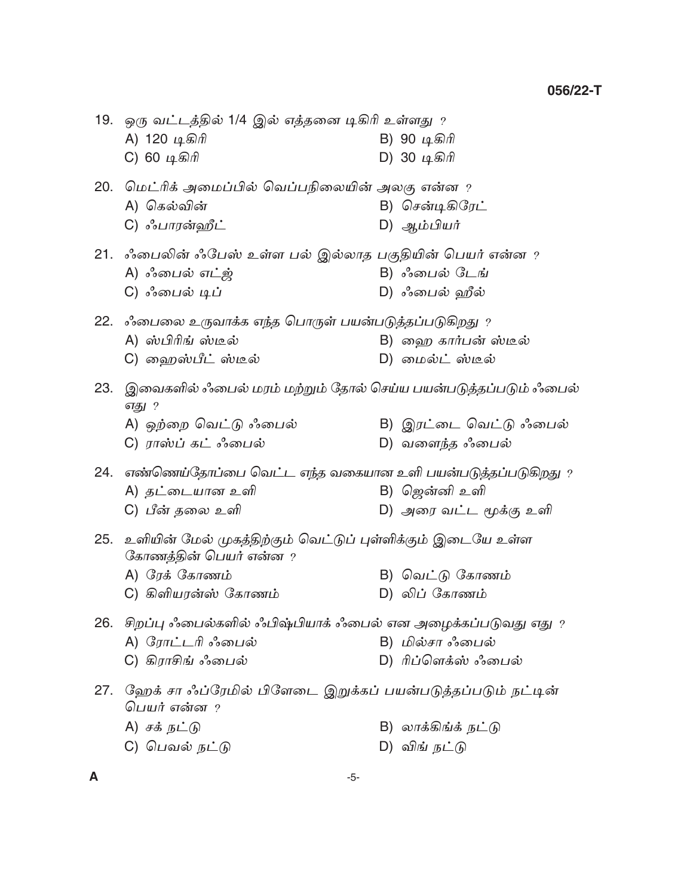19. ஒரு வட்டத்தில் 1/4 இல் எத்தனை டிகிரி உள்ளது ?

A) 120 டிகிரி
B) 90 டிகிரி
C) 60 டிகிரி
D) 30 டிகிரி

20. மெட்ரிக் அமைப்பில் வெப்பநிலையின் அலகு என்ன ?

A) கெல்வின்
B) சென்டிகிரேட்
C) ஃபாரன்ஹீட்
D) ஆம்பியர்

21. ஃபைலின் ஃபேஸ் உள்ள பல் இல்லாத பகுதியின் பெயர் என்ன ?

A) ஃபைல் எட்ஜ்
B) ஃபைல் டேங்
C) ஃபைல் டிப்
D) ஃபைல் ஹீல்

22. ஃபைலை உருவாக்க எந்த பொருள் பயன்படுத்தப்படுகிறது ?

A) ஸ்பிரிங் ஸ்டீல்
B) ஹை கார்பன் ஸ்டீல்
C) ஹைஸ்பீட் ஸ்டீல்
D) மைல்ட் ஸ்டீல்

23. இவைகளில் ஃபைல் மரம் மற்றும் தோல் செய்ய பயன்படுத்தப்படும் ஃபைல் எது ?

A) ஒற்றை வெட்டு ஃபைல்
B) இரட்டை வெட்டு ஃபைல்
C) ராஸ்ப் கட் ஃபைல்
D) வளைந்த ஃபைல்

24. எண்ணெய்தோப்பை வெட்ட எந்த வகையான உளி பயன்படுத்தப்படுகிறது ?

A) தட்டையான உளி
B) ஜென்னி உளி
C) பீன் தலை உளி
D) அரை வட்ட மூக்கு உளி

25. உளியின் மேல் முகத்திற்கும் வெட்டுப் புள்ளிக்கும் இடையே உள்ள கோணத்தின் பெயர் என்ன ?

A) ரேக் கோணம்
B) வெட்டு கோணம்
C) கிளியரன்ஸ் கோணம்
D) லிப் கோணம்

26. சிறப்பு ஃபைல்களில் ஃபிஷ்பியாக் ஃபைல் என அழைக்கப்படுவது எது ?

A) ரோட்டரி ஃபைல்
B) மில்சா ஃபைல்
C) கிராசிங் ஃபைல்
D) ரிப்ளெக்ஸ் ஃபைல்

27. ஹேக் சா ஃப்ரேமில் பிளேடை இறுக்கப் பயன்படுத்தப்படும் நட்டின் பெயர் என்ன ?

A) சக் நட்டு
B) லாக்கிங்க் நட்டு
C) பெவல் நட்டு
D) விங் நட்டு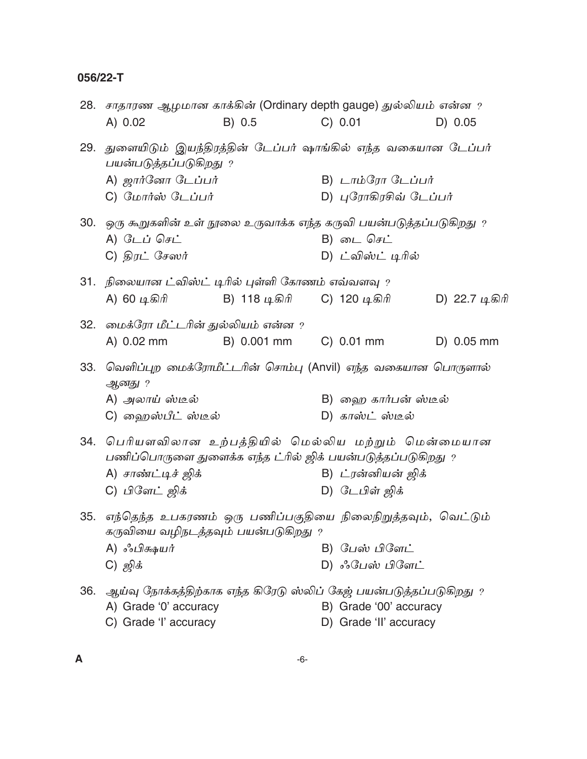28. சாதாரண ஆழமான காக்கின் (Ordinary depth gauge) துல்லியம் என்ன ?

A) 0.02  B) 0.5  C) 0.01  D) 0.05

29. துளையிடும் இயந்திரத்தின் டேப்பர் ஷாங்கில் எந்த வகையான டேப்பர் பயன்படுத்தப்படுகிறது ?

A) ஜார்னோ டேப்பர்  B) டாம்ரோ டேப்பர்
C) மோர்ஸ் டேப்பர்  D) புரோகிரசிவ் டேப்பர்

30. ஒரு கூறுகளின் உள் நூலை உருவாக்க எந்த கருவி பயன்படுத்தப்படுகிறது ?

A) டேப் செட்  B) டை செட்
C) திரட் சேஸர்  D) ட்விஸ்ட் டிரில்

31. நிலையான ட்விஸ்ட் டிரில் புள்ளி கோணம் எவ்வளவு ?

A) 60 டிகிரி  B) 118 டிகிரி  C) 120 டிகிரி  D) 22.7 டிகிரி

32. மைக்ரோ மீட்டரின் துல்லியம் என்ன ?

A) 0.02 mm  B) 0.001 mm  C) 0.01 mm  D) 0.05 mm

33. வெளிப்புற மைக்ரோமீட்டரின் சொம்பு (Anvil) எந்த வகையான பொருளால் ஆனது ?

A) அலாய் ஸ்டீல்  B) ஹை கார்பன் ஸ்டீல்
C) ஹைஸ்பீட் ஸ்டீல்  D) காஸ்ட் ஸ்டீல்

34. பெரியளவிலான உற்பத்தியில் மெல்லிய மற்றும் மென்மையான பணிப்பொருளை துளைக்க எந்த ட்ரில் ஜிக் பயன்படுத்தப்படுகிறது ?

A) சாண்ட்டிச் ஜிக்  B) ட்ரன்னியன் ஜிக்
C) பிளேட் ஜிக்  D) டேபிள் ஜிக்

35. எந்தெந்த உபகரணம் ஒரு பணிப்பகுதியை நிலைநிறுத்தவும், வெட்டும் கருவியை வழிநடத்தவும் பயன்படுகிறது ?

A) ஃபிக்ஷயர்  B) பேஸ் பிளேட்
C) ஜிக்  D) ஃபேஸ் பிளேட்

36. ஆய்வு நோக்கத்திற்காக எந்த கிரேடு ஸ்லிப் கேஜ் பயன்படுத்தப்படுகிறது ?

A) Grade '0' accuracy  B) Grade '00' accuracy
C) Grade 'I' accuracy  D) Grade 'II' accuracy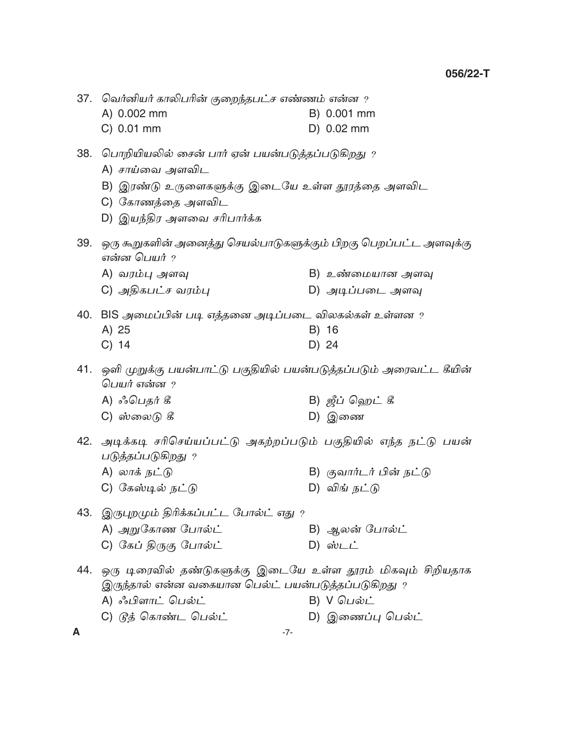37. வெர்னியர் காலிபரின் குறைந்தபட்ச எண்ணம் என்ன ?

A) 0.002 mm
B) 0.001 mm
C) 0.01 mm
D) 0.02 mm

38. பொறியியலில் சைன் பார் ஏன் பயன்படுத்தப்படுகிறது ?

A) சாய்வை அளவிட
B) இரண்டு உருளைகளுக்கு இடையே உள்ள தூரத்தை அளவிட
C) கோணத்தை அளவிட
D) இயந்திர அளவை சரிபார்க்க

39. ஒரு கூறுகளின் அனைத்து செயல்பாடுகளுக்கும் பிறகு பெறப்பட்ட அளவுக்கு என்ன பெயர் ?

A) வரம்பு அளவு
B) உண்மையான அளவு
C) அதிகபட்ச வரம்பு
D) அடிப்படை அளவு

40. BIS அமைப்பின் படி எத்தனை அடிப்படை விலகல்கள் உள்ளன ?

A) 25
B) 16
C) 14
D) 24

41. ஒளி முறுக்கு பயன்பாட்டு பகுதியில் பயன்படுத்தப்படும் அரைவட்ட கீயின் பெயர் என்ன ?

A) ஃபெதர் கீ
B) ஜீப் ஹெட் கீ
C) ஸ்லைடு கீ
D) இணை

42. அடிக்கடி சரிசெய்யப்பட்டு அகற்றப்படும் பகுதியில் எந்த நட்டு பயன் படுத்தப்படுகிறது ?

A) லாக் நட்டு
B) குவார்டர் பின் நட்டு
C) கேஸ்டில் நட்டு
D) விங் நட்டு

43. இருபுறமும் திரிக்கப்பட்ட போல்ட் எது ?

A) அறுகோண போல்ட்
B) ஆலன் போல்ட்
C) கேப் திருகு போல்ட்
D) ஸ்டட்

44. ஒரு டிரைவில் தண்டுகளுக்கு இடையே உள்ள தூரம் மிகவும் சிறியதாக இருந்தால் என்ன வகையான பெல்ட் பயன்படுத்தப்படுகிறது ?

A) ஃபிளாட் பெல்ட்
B) V பெல்ட்
C) டூத் கொண்ட பெல்ட்
D) இணைப்பு பெல்ட்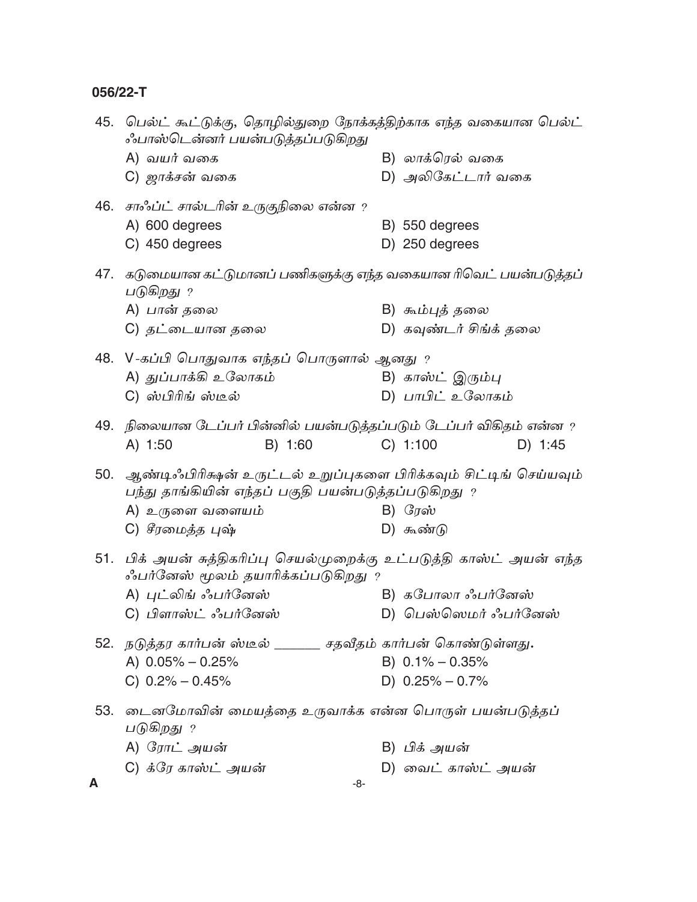45. பெல்ட் கூட்டுக்கு, தொழில்துறை நோக்கத்திற்காக எந்த வகையான பெல்ட் ஃபாஸ்டென்னர் பயன்படுத்தப்படுகிறது

A) வயர் வகை
B) லாக்ரெல் வகை
C) ஜாக்சன் வகை
D) அலிகேட்டார் வகை

46. சாஃப்ட் சால்டரின் உருகுநிலை என்ன ?

A) 600 degrees
B) 550 degrees
C) 450 degrees
D) 250 degrees

47. கடுமையான கட்டுமானப் பணிகளுக்கு எந்த வகையான ரிவெட் பயன்படுத்தப் படுகிறது ?

A) பான் தலை
B) கூம்புத் தலை
C) தட்டையான தலை
D) கவுண்டர் சிங்க் தலை

48. V-கப்பி பொதுவாக எந்தப் பொருளால் ஆனது ?

A) துப்பாக்கி உலோகம்
B) காஸ்ட் இரும்பு
C) ஸ்பிரிங் ஸ்டீல்
D) பாபிட் உலோகம்

49. நிலையான டேப்பர் பின்னில் பயன்படுத்தப்படும் டேப்பர் விகிதம் என்ன ?

A) 1:50
B) 1:60
C) 1:100
D) 1:45

50. ஆண்டிஃபிரிக்ஷன் உருட்டல் உறுப்புகளை பிரிக்கவும் சிட்டிங் செய்யவும் பந்து தாங்கியின் எந்தப் பகுதி பயன்படுத்தப்படுகிறது ?

A) உருளை வளையம்
B) ரேஸ்
C) சீரமைத்த புஷ்
D) கூண்டு

51. பிக் அயன் சுத்திகரிப்பு செயல்முறைக்கு உட்படுத்தி காஸ்ட் அயன் எந்த ஃபர்னேஸ் மூலம் தயாரிக்கப்படுகிறது ?

A) புட்லிங் ஃபர்னேஸ்
B) கபோலா ஃபர்னேஸ்
C) பிளாஸ்ட் ஃபர்னேஸ்
D) பெஸ்ஸெமர் ஃபர்னேஸ்

52. நடுத்தர கார்பன் ஸ்டீல் _______ சதவீதம் கார்பன் கொண்டுள்ளது.

A) 0.05% – 0.25%
B) 0.1% – 0.35%
C) 0.2% – 0.45%
D) 0.25% – 0.7%

53. டைனமோவின் மையத்தை உருவாக்க என்ன பொருள் பயன்படுத்தப் படுகிறது ?

A) ரோட் அயன்
B) பிக் அயன்
C) க்ரே காஸ்ட் அயன்
D) வைட் காஸ்ட் அயன்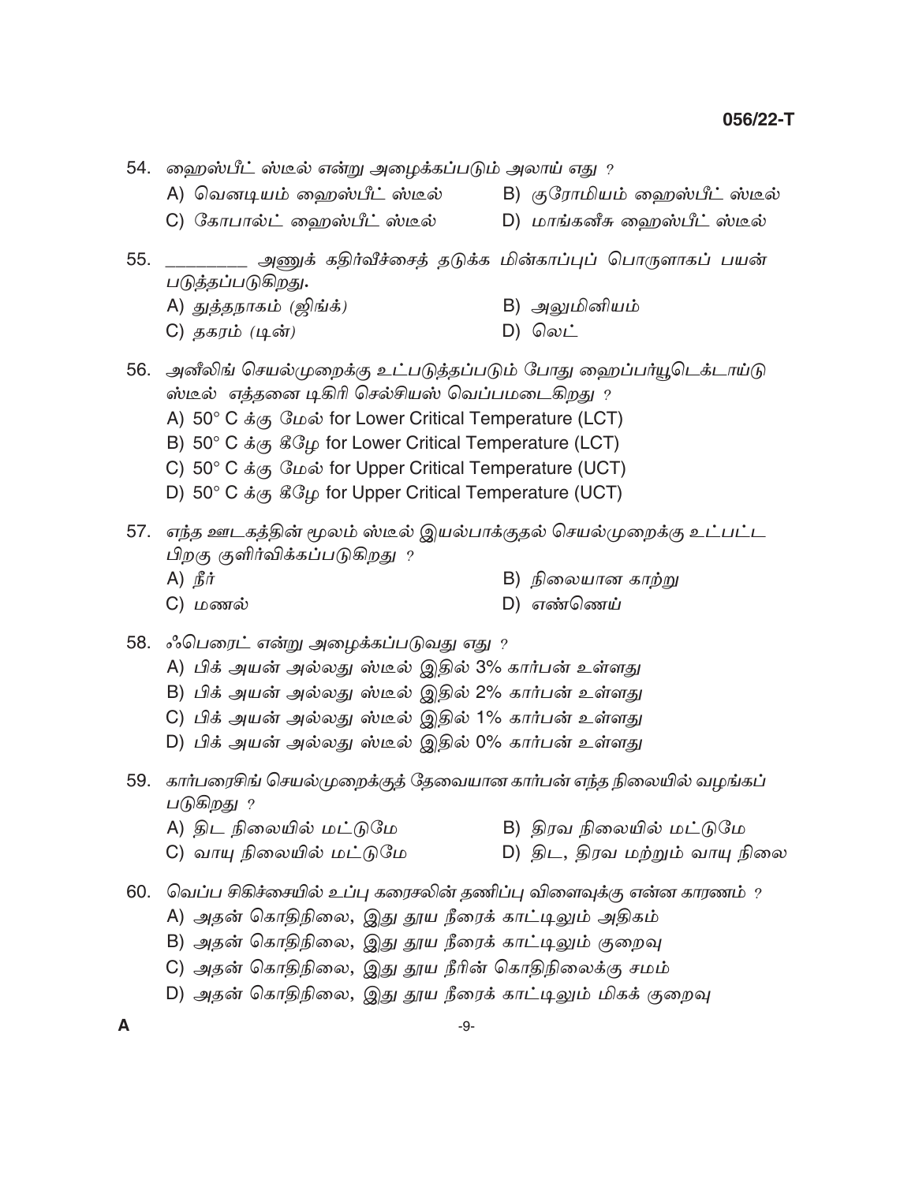54. ஹைஸ்பீட் ஸ்டீல் என்று அழைக்கப்படும் அலாய் எது ?

A) வெனடியம் ஹைஸ்பீட் ஸ்டீல்

B) குரோமியம் ஹைஸ்பீட் ஸ்டீல்

C) கோபால்ட் ஹைஸ்பீட் ஸ்டீல்

D) மாங்கனீசு ஹைஸ்பீட் ஸ்டீல்

55. _________ அணுக் கதிர்வீச்சைத் தடுக்க மின்காப்புப் பொருளாகப் பயன் படுத்தப்படுகிறது.

A) துத்தநாகம் (ஜிங்க்)

B) அலுமினியம்

C) தகரம் (டின்)

D) லெட்

56. அனீலிங் செயல்முறைக்கு உட்படுத்தப்படும் போது ஹைப்பர்யூடெக்டாய்டு ஸ்டீல் எத்தனை டிகிரி செல்சியஸ் வெப்பமடைகிறது ?

A) 50° C க்கு மேல் for Lower Critical Temperature (LCT)

B) 50° C க்கு கீழே for Lower Critical Temperature (LCT)

C) 50° C க்கு மேல் for Upper Critical Temperature (UCT)

D) 50° C க்கு கீழே for Upper Critical Temperature (UCT)

57. எந்த ஊடகத்தின் மூலம் ஸ்டீல் இயல்பாக்குதல் செயல்முறைக்கு உட்பட்ட பிறகு குளிர்விக்கப்படுகிறது ?

A) நீர்

B) நிலையான காற்று

C) மணல்

D) எண்ணெய்

58. ஃபெரைட் என்று அழைக்கப்படுவது எது ?

A) பிக் அயன் அல்லது ஸ்டீல் இதில் 3% கார்பன் உள்ளது

B) பிக் அயன் அல்லது ஸ்டீல் இதில் 2% கார்பன் உள்ளது

C) பிக் அயன் அல்லது ஸ்டீல் இதில் 1% கார்பன் உள்ளது

D) பிக் அயன் அல்லது ஸ்டீல் இதில் 0% கார்பன் உள்ளது

59. கார்பரைசிங் செயல்முறைக்குத் தேவையான கார்பன் எந்த நிலையில் வழங்கப் படுகிறது ?

A) திட நிலையில் மட்டுமே

B) திரவ நிலையில் மட்டுமே

C) வாயு நிலையில் மட்டுமே

D) திட, திரவ மற்றும் வாயு நிலை

60. வெப்ப சிகிச்சையில் உப்பு கரைசலின் தணிப்பு விளைவுக்கு என்ன காரணம் ?

A) அதன் கொதிநிலை, இது தூய நீரைக் காட்டிலும் அதிகம்

B) அதன் கொதிநிலை, இது தூய நீரைக் காட்டிலும் குறைவு

C) அதன் கொதிநிலை, இது தூய நீரின் கொதிநிலைக்கு சமம்

D) அதன் கொதிநிலை, இது தூய நீரைக் காட்டிலும் மிகக் குறைவு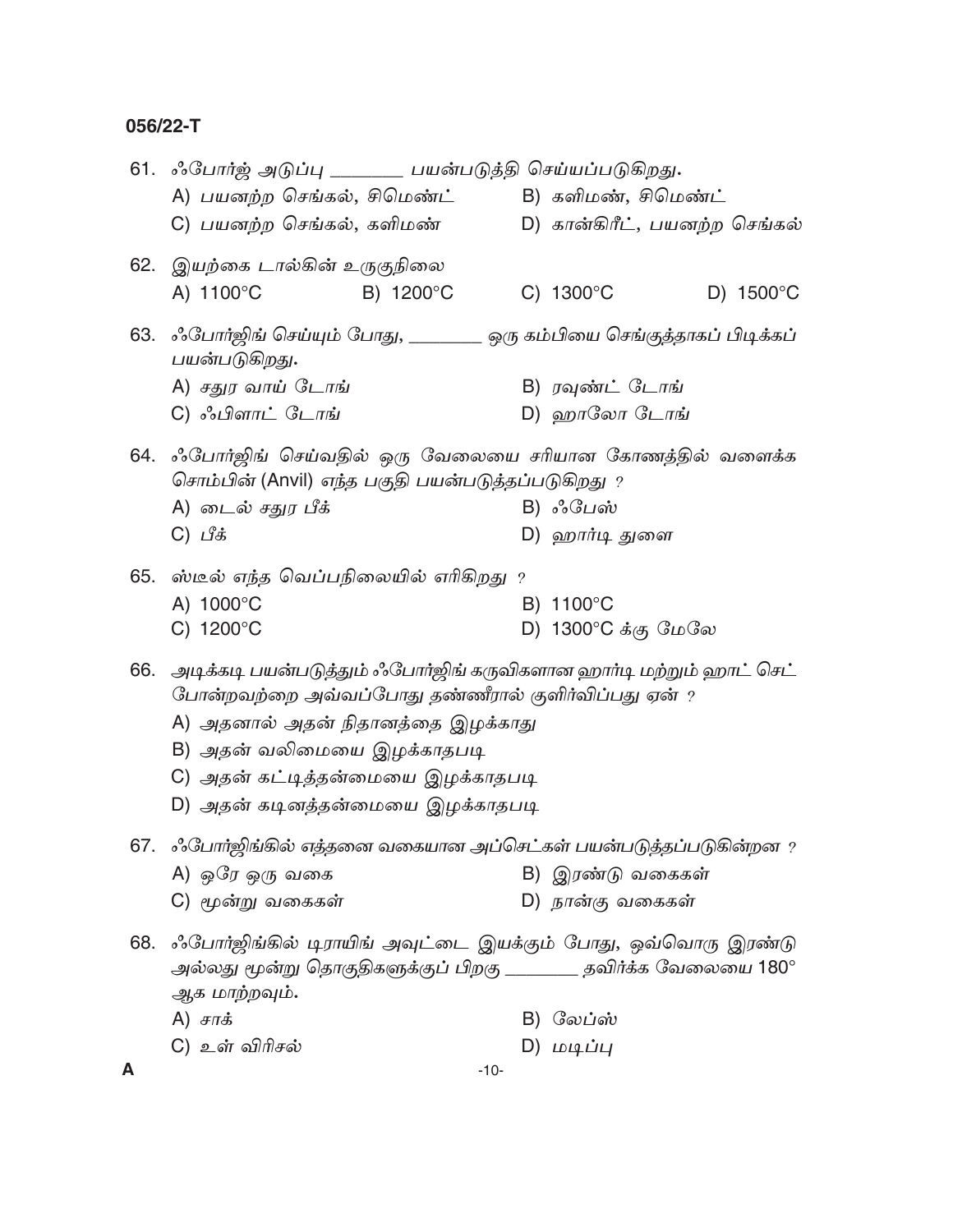61. ஃபோர்ஜ் அடுப்பு ________ பயன்படுத்தி செய்யப்படுகிறது.

A) பயனற்ற செங்கல், சிமெண்ட்
B) களிமண், சிமெண்ட்
C) பயனற்ற செங்கல், களிமண்
D) கான்கிரீட், பயனற்ற செங்கல்

62. இயற்கை டால்கின் உருகுநிலை

A) 1100°C
B) 1200°C
C) 1300°C
D) 1500°C

63. ஃபோர்ஜிங் செய்யும் போது, ________ ஒரு கம்பியை செங்குத்தாகப் பிடிக்கப் பயன்படுகிறது.

A) சதுர வாய் டோங்
B) ரவுண்ட் டோங்
C) ஃபிளாட் டோங்
D) ஹாலோ டோங்

64. ஃபோர்ஜிங் செய்வதில் ஒரு வேலையை சரியான கோணத்தில் வளைக்க சொம்பின் (Anvil) எந்த பகுதி பயன்படுத்தப்படுகிறது ?

A) டைல் சதுர பீக்
B) ஃபேஸ்
C) பீக்
D) ஹார்டி துளை

65. ஸ்டீல் எந்த வெப்பநிலையில் எரிகிறது ?

A) 1000°C
B) 1100°C
C) 1200°C
D) 1300°C க்கு மேலே

66. அடிக்கடி பயன்படுத்தும் ஃபோர்ஜிங் கருவிகளான ஹார்டி மற்றும் ஹாட் செட் போன்றவற்றை அவ்வப்போது தண்ணீரால் குளிர்விப்பது ஏன் ?

A) அதனால் அதன் நிதானத்தை இழக்காது
B) அதன் வலிமையை இழக்காதபடி
C) அதன் கட்டித்தன்மையை இழக்காதபடி
D) அதன் கடினத்தன்மையை இழக்காதபடி

67. ஃபோர்ஜிங்கில் எத்தனை வகையான அப்செட்கள் பயன்படுத்தப்படுகின்றன ?

A) ஒரே ஒரு வகை
B) இரண்டு வகைகள்
C) மூன்று வகைகள்
D) நான்கு வகைகள்

68. ஃபோர்ஜிங்கில் டிராயிங் அவுட்டை இயக்கும் போது, ஒவ்வொரு இரண்டு அல்லது மூன்று தொகுதிகளுக்குப் பிறகு ________ தவிர்க்க வேலையை 180° ஆக மாற்றவும்.

A) சாக்
B) லேப்ஸ்
C) உள் விரிசல்
D) மடிப்பு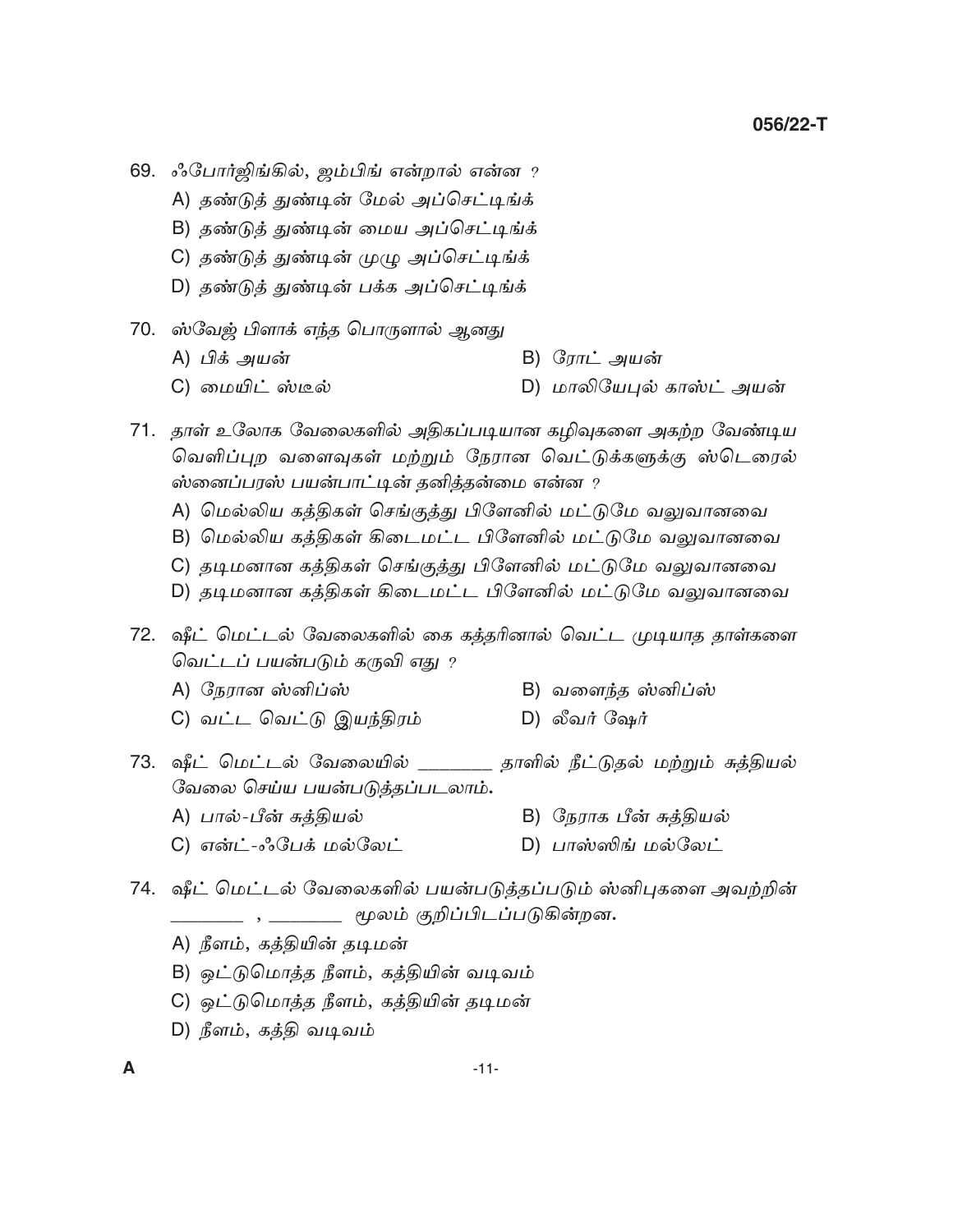69. ஃபோர்ஜிங்கில், ஜம்பிங் என்றால் என்ன ?

A) தண்டுத் துண்டின் மேல் அப்செட்டிங்க்

B) தண்டுத் துண்டின் மைய அப்செட்டிங்க்

C) தண்டுத் துண்டின் முழு அப்செட்டிங்க்

D) தண்டுத் துண்டின் பக்க அப்செட்டிங்க்

70. ஸ்வேஜ் பிளாக் எந்த பொருளால் ஆனது

A) பிக் அயன்

B) ரோட் அயன்

C) மையிட் ஸ்டீல்

D) மாலியேபுல் காஸ்ட் அயன்

71. தாள் உலோக வேலைகளில் அதிகப்படியான கழிவுகளை அகற்ற வேண்டிய வெளிப்புற வளைவுகள் மற்றும் நேரான வெட்டுக்களுக்கு ஸ்டெரைல் ஸ்னைப்பரஸ் பயன்பாட்டின் தனித்தன்மை என்ன ?

A) மெல்லிய கத்திகள் செங்குத்து பிளேனில் மட்டுமே வலுவானவை

B) மெல்லிய கத்திகள் கிடைமட்ட பிளேனில் மட்டுமே வலுவானவை

C) தடிமனான கத்திகள் செங்குத்து பிளேனில் மட்டுமே வலுவானவை

D) தடிமனான கத்திகள் கிடைமட்ட பிளேனில் மட்டுமே வலுவானவை

72. ஷீட் மெட்டல் வேலைகளில் கை கத்தரினால் வெட்ட முடியாத தாள்களை வெட்டப் பயன்படும் கருவி எது ?

A) நேரான ஸ்னிப்ஸ்

B) வளைந்த ஸ்னிப்ஸ்

C) வட்ட வெட்டு இயந்திரம்

D) லீவர் ஷேர்

73. ஷீட் மெட்டல் வேலையில் ________ தாளில் நீட்டுதல் மற்றும் சுத்தியல் வேலை செய்ய பயன்படுத்தப்படலாம்.

A) பால்-பீன் சுத்தியல்

B) நேராக பீன் சுத்தியல்

C) என்ட்-ஃபேக் மல்லேட்

D) பாஸ்ஸிங் மல்லேட்

74. ஷீட் மெட்டல் வேலைகளில் பயன்படுத்தப்படும் ஸ்னிபுகளை அவற்றின் ________ , ________ மூலம் குறிப்பிடப்படுகின்றன.

A) நீளம், கத்தியின் தடிமன்

B) ஒட்டுமொத்த நீளம், கத்தியின் வடிவம்

C) ஒட்டுமொத்த நீளம், கத்தியின் தடிமன்

D) நீளம், கத்தி வடிவம்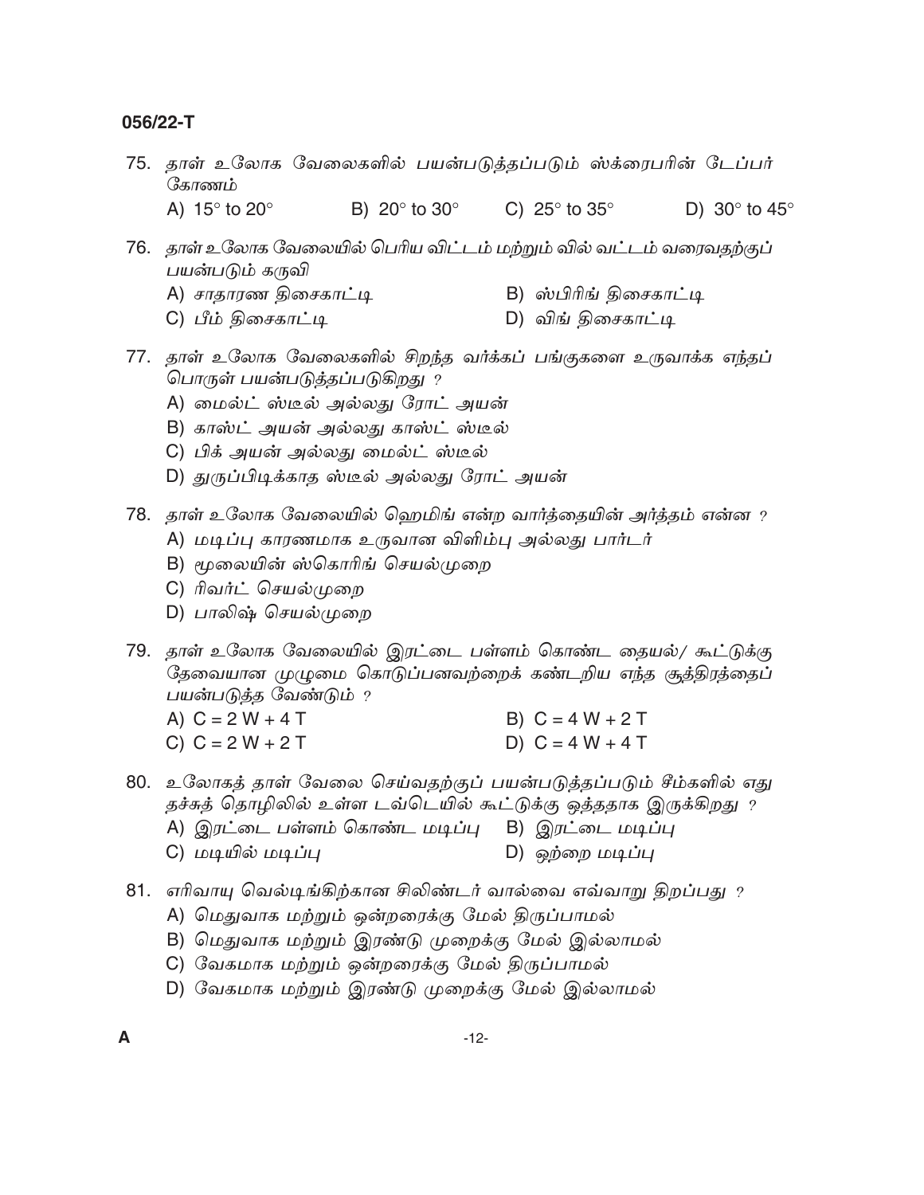75. தாள் உலோக வேலைகளில் பயன்படுத்தப்படும் ஸ்க்ரைபரின் டேப்பர் கோணம்

A) 15° to 20°  B) 20° to 30°  C) 25° to 35°  D) 30° to 45°

76. தாள் உலோக வேலையில் பெரிய விட்டம் மற்றும் வில் வட்டம் வரைவதற்குப் பயன்படும் கருவி

A) சாதாரண திசைகாட்டி  B) ஸ்பிரிங் திசைகாட்டி

C) பீம் திசைகாட்டி  D) விங் திசைகாட்டி

77. தாள் உலோக வேலைகளில் சிறந்த வர்க்கப் பங்குகளை உருவாக்க எந்தப் பொருள் பயன்படுத்தப்படுகிறது ?

A) மைல்ட் ஸ்டீல் அல்லது ரோட் அயன்

B) காஸ்ட் அயன் அல்லது காஸ்ட் ஸ்டீல்

C) பிக் அயன் அல்லது மைல்ட் ஸ்டீல்

D) துருப்பிடிக்காத ஸ்டீல் அல்லது ரோட் அயன்

78. தாள் உலோக வேலையில் ஹெமிங் என்ற வார்த்தையின் அர்த்தம் என்ன ?

A) மடிப்பு காரணமாக உருவான விளிம்பு அல்லது பார்டர்

B) மூலையின் ஸ்கொரிங் செயல்முறை

C) ரிவர்ட் செயல்முறை

D) பாலிஷ் செயல்முறை

79. தாள் உலோக வேலையில் இரட்டை பள்ளம் கொண்ட தையல்/ கூட்டுக்கு தேவையான முழுமை கொடுப்பனவற்றைக் கண்டறிய எந்த சூத்திரத்தைப் பயன்படுத்த வேண்டும் ?

A) C = 2 W + 4 T  B) C = 4 W + 2 T

C) C = 2 W + 2 T  D) C = 4 W + 4 T

80. உலோகத் தாள் வேலை செய்வதற்குப் பயன்படுத்தப்படும் சீம்களில் எது தச்சுத் தொழிலில் உள்ள டவ்டெயில் கூட்டுக்கு ஒத்ததாக இருக்கிறது ?

A) இரட்டை பள்ளம் கொண்ட மடிப்பு  B) இரட்டை மடிப்பு

C) மடியில் மடிப்பு  D) ஒற்றை மடிப்பு

81. எரிவாயு வெல்டிங்கிற்கான சிலிண்டர் வால்வை எவ்வாறு திறப்பது ?

A) மெதுவாக மற்றும் ஒன்றரைக்கு மேல் திருப்பாமல்

B) மெதுவாக மற்றும் இரண்டு முறைக்கு மேல் இல்லாமல்

C) வேகமாக மற்றும் ஒன்றரைக்கு மேல் திருப்பாமல்

D) வேகமாக மற்றும் இரண்டு முறைக்கு மேல் இல்லாமல்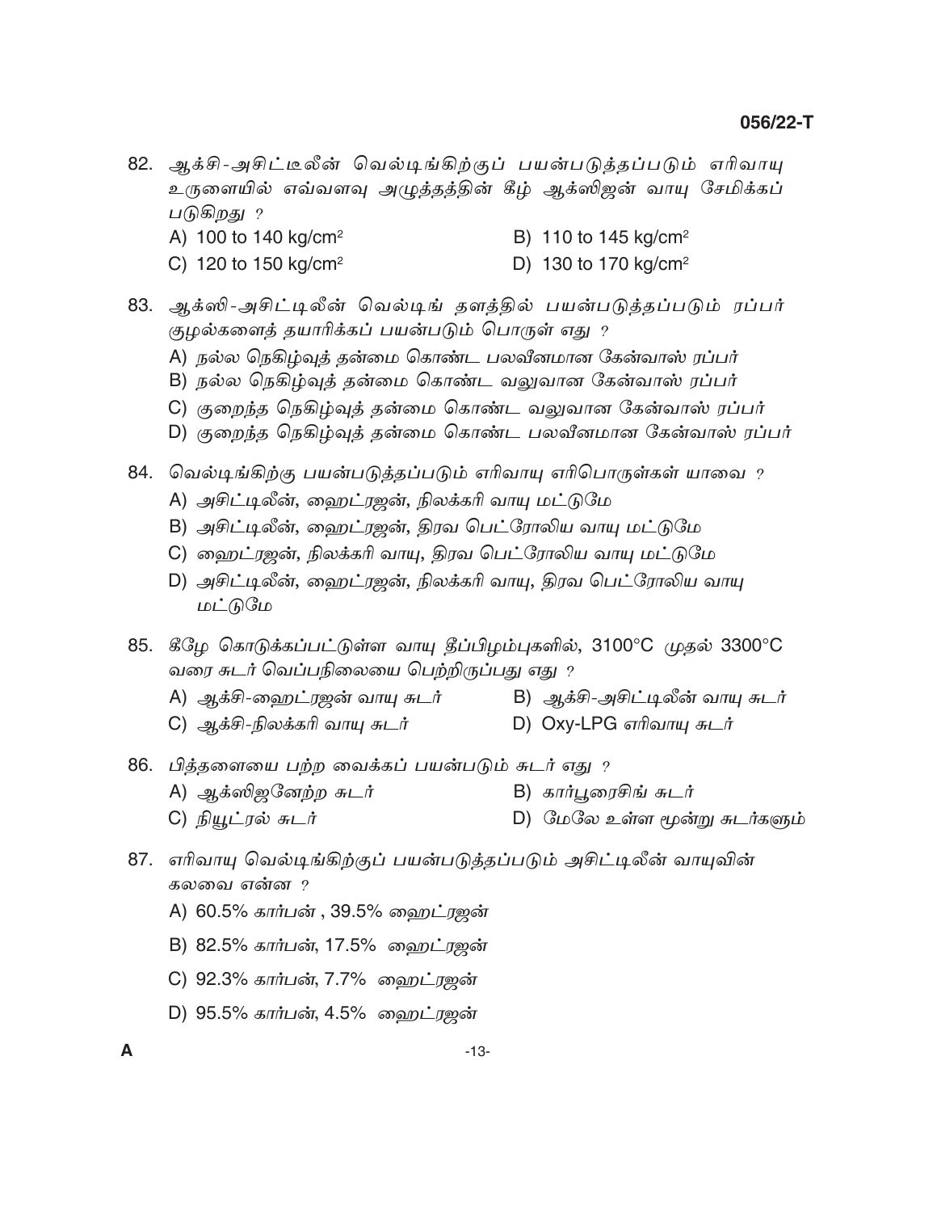82. ஆக்சி-அசிட்டீலின் வெல்டிங்கிற்குப் பயன்படுத்தப்படும் எரிவாயு உருளையில் எவ்வளவு அழுத்தத்தின் கீழ் ஆக்ஸிஜன் வாயு சேமிக்கப் படுகிறது ?

A) 100 to 140 kg/cm$^2$
B) 110 to 145 kg/cm$^2$
C) 120 to 150 kg/cm$^2$
D) 130 to 170 kg/cm$^2$

83. ஆக்ஸி-அசிட்டிலீன் வெல்டிங் தளத்தில் பயன்படுத்தப்படும் ரப்பர் குழல்களைத் தயாரிக்கப் பயன்படும் பொருள் எது ?

A) நல்ல நெகிழ்வுத் தன்மை கொண்ட பலவீனமான கேன்வாஸ் ரப்பர்
B) நல்ல நெகிழ்வுத் தன்மை கொண்ட வலுவான கேன்வாஸ் ரப்பர்
C) குறைந்த நெகிழ்வுத் தன்மை கொண்ட வலுவான கேன்வாஸ் ரப்பர்
D) குறைந்த நெகிழ்வுத் தன்மை கொண்ட பலவீனமான கேன்வாஸ் ரப்பர்

84. வெல்டிங்கிற்கு பயன்படுத்தப்படும் எரிவாயு எரிபொருள்கள் யாவை ?

A) அசிட்டிலீன், ஹைட்ரஜன், நிலக்கரி வாயு மட்டுமே
B) அசிட்டிலீன், ஹைட்ரஜன், திரவ பெட்ரோலிய வாயு மட்டுமே
C) ஹைட்ரஜன், நிலக்கரி வாயு, திரவ பெட்ரோலிய வாயு மட்டுமே
D) அசிட்டிலீன், ஹைட்ரஜன், நிலக்கரி வாயு, திரவ பெட்ரோலிய வாயு மட்டுமே

85. கீழே கொடுக்கப்பட்டுள்ள வாயு தீப்பிழம்புகளில், 3100°C முதல் 3300°C வரை சுடர் வெப்பநிலையை பெற்றிருப்பது எது ?

A) ஆக்சி-ஹைட்ரஜன் வாயு சுடர்
B) ஆக்சி-அசிட்டிலீன் வாயு சுடர்
C) ஆக்சி-நிலக்கரி வாயு சுடர்
D) Oxy-LPG எரிவாயு சுடர்

86. பித்தளையை பற்ற வைக்கப் பயன்படும் சுடர் எது ?

A) ஆக்ஸிஜனேற்ற சுடர்
B) கார்பூரைசிங் சுடர்
C) நியூட்ரல் சுடர்
D) மேலே உள்ள மூன்று சுடர்களும்

87. எரிவாயு வெல்டிங்கிற்குப் பயன்படுத்தப்படும் அசிட்டிலீன் வாயுவின் கலவை என்ன ?

A) 60.5% கார்பன் , 39.5% ஹைட்ரஜன்
B) 82.5% கார்பன், 17.5% ஹைட்ரஜன்
C) 92.3% கார்பன், 7.7% ஹைட்ரஜன்
D) 95.5% கார்பன், 4.5% ஹைட்ரஜன்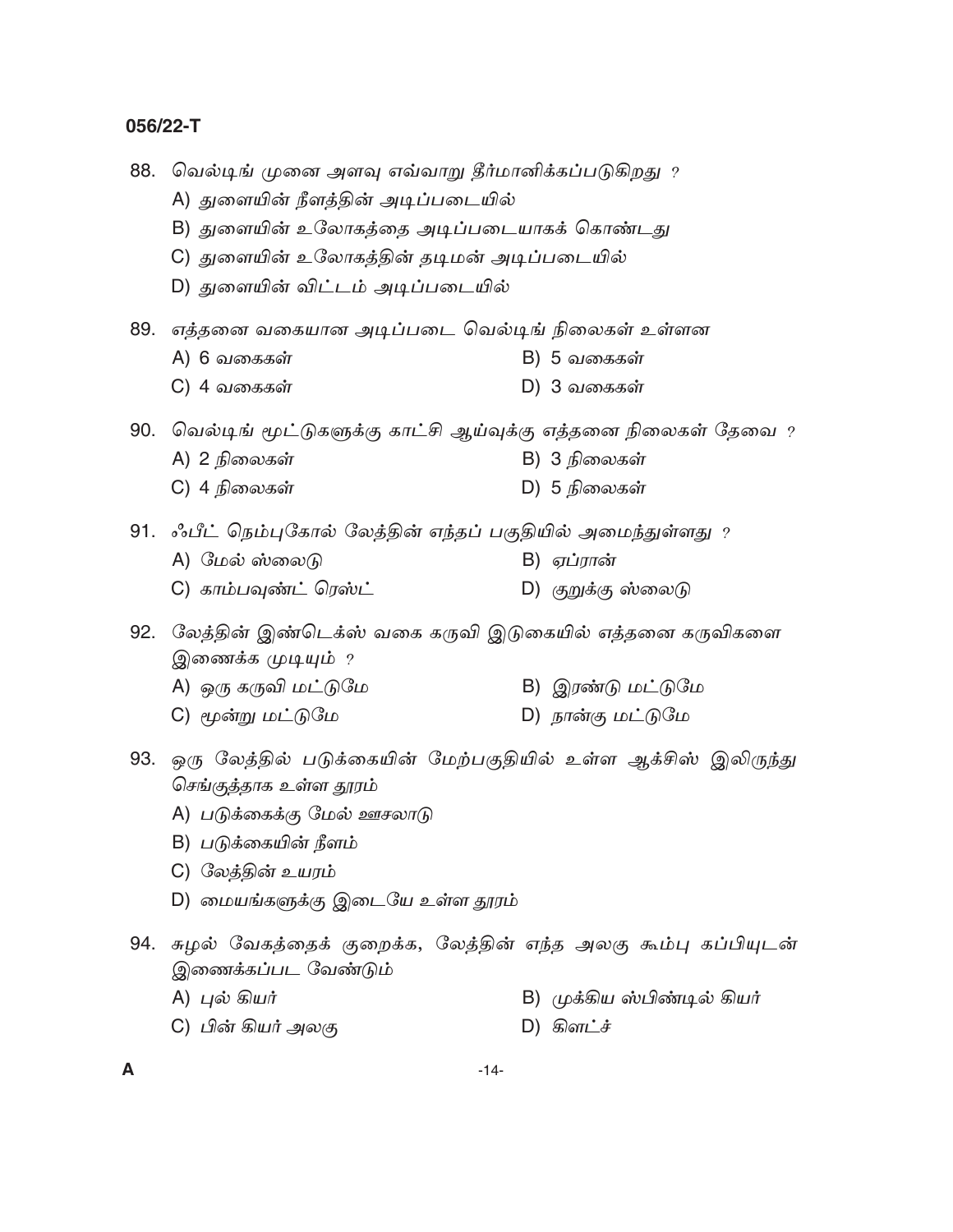88. வெல்டிங் முனை அளவு எவ்வாறு தீர்மானிக்கப்படுகிறது ?

A) துளையின் நீளத்தின் அடிப்படையில்

B) துளையின் உலோகத்தை அடிப்படையாகக் கொண்டது

C) துளையின் உலோகத்தின் தடிமன் அடிப்படையில்

D) துளையின் விட்டம் அடிப்படையில்

89. எத்தனை வகையான அடிப்படை வெல்டிங் நிலைகள் உள்ளன

A) 6 வகைகள்

B) 5 வகைகள்

C) 4 வகைகள்

D) 3 வகைகள்

90. வெல்டிங் மூட்டுகளுக்கு காட்சி ஆய்வுக்கு எத்தனை நிலைகள் தேவை ?

A) 2 நிலைகள்

B) 3 நிலைகள்

C) 4 நிலைகள்

D) 5 நிலைகள்

91. ஃபீட் நெம்புகோல் லேத்தின் எந்தப் பகுதியில் அமைந்துள்ளது ?

A) மேல் ஸ்லைடு

B) ஏப்ரான்

C) காம்பவுண்ட் ரெஸ்ட்

D) குறுக்கு ஸ்லைடு

92. லேத்தின் இண்டெக்ஸ் வகை கருவி இடுகையில் எத்தனை கருவிகளை இணைக்க முடியும் ?

A) ஒரு கருவி மட்டுமே

B) இரண்டு மட்டுமே

C) மூன்று மட்டுமே

D) நான்கு மட்டுமே

93. ஒரு லேத்தில் படுக்கையின் மேற்பகுதியில் உள்ள ஆக்சிஸ் இலிருந்து செங்குத்தாக உள்ள தூரம்

A) படுக்கைக்கு மேல் ஊசலாடு

B) படுக்கையின் நீளம்

C) லேத்தின் உயரம்

D) மையங்களுக்கு இடையே உள்ள தூரம்

94. சுழல் வேகத்தைக் குறைக்க, லேத்தின் எந்த அலகு கூம்பு கப்பியுடன் இணைக்கப்பட வேண்டும்

A) புல் கியர்

B) முக்கிய ஸ்பிண்டில் கியர்

C) பின் கியர் அலகு

D) கிளட்ச்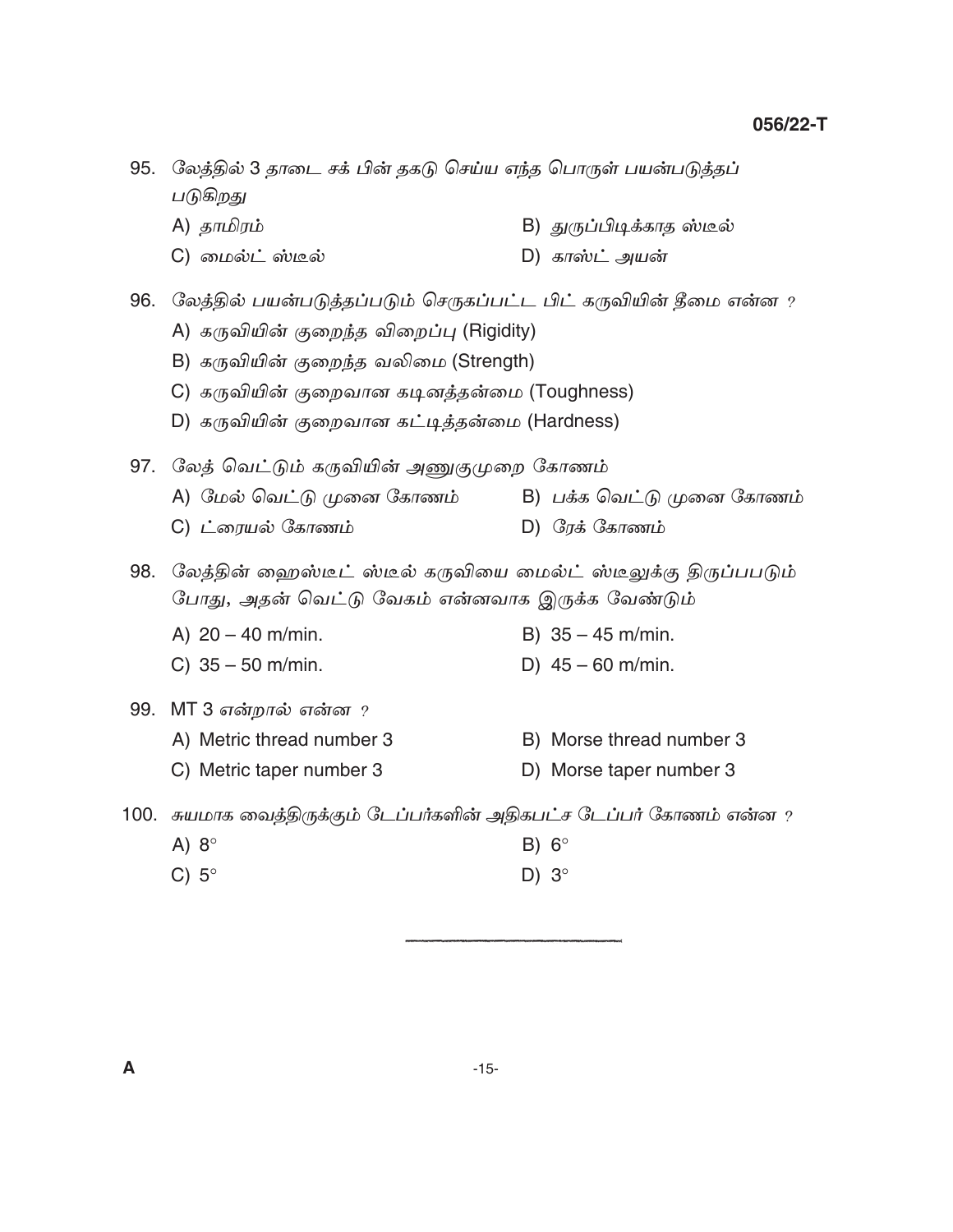95. லேத்தில் 3 தாடை சக் பின் தகடு செய்ய எந்த பொருள் பயன்படுத்தப் படுகிறது

A) தாமிரம்
B) துருப்பிடிக்காத ஸ்டீல்
C) மைல்ட் ஸ்டீல்
D) காஸ்ட் அயன்

96. லேத்தில் பயன்படுத்தப்படும் செருகப்பட்ட பிட் கருவியின் தீமை என்ன ?

A) கருவியின் குறைந்த விறைப்பு (Rigidity)
B) கருவியின் குறைந்த வலிமை (Strength)
C) கருவியின் குறைவான கடினத்தன்மை (Toughness)
D) கருவியின் குறைவான கட்டித்தன்மை (Hardness)

97. லேத் வெட்டும் கருவியின் அணுகுமுறை கோணம்

A) மேல் வெட்டு முனை கோணம்
B) பக்க வெட்டு முனை கோணம்
C) ட்ரையல் கோணம்
D) ரேக் கோணம்

98. லேத்தின் ஹைஸ்டீட் ஸ்டீல் கருவியை மைல்ட் ஸ்டீலுக்கு திருப்பபடும் போது, அதன் வெட்டு வேகம் என்னவாக இருக்க வேண்டும்

A) 20 – 40 m/min.
B) 35 – 45 m/min.
C) 35 – 50 m/min.
D) 45 – 60 m/min.

99. MT 3 என்றால் என்ன ?

A) Metric thread number 3
B) Morse thread number 3
C) Metric taper number 3
D) Morse taper number 3

100. சுயமாக வைத்திருக்கும் டேப்பர்களின் அதிகபட்ச டேப்பர் கோணம் என்ன ?

A) 8°
B) 6°
C) 5°
D) 3°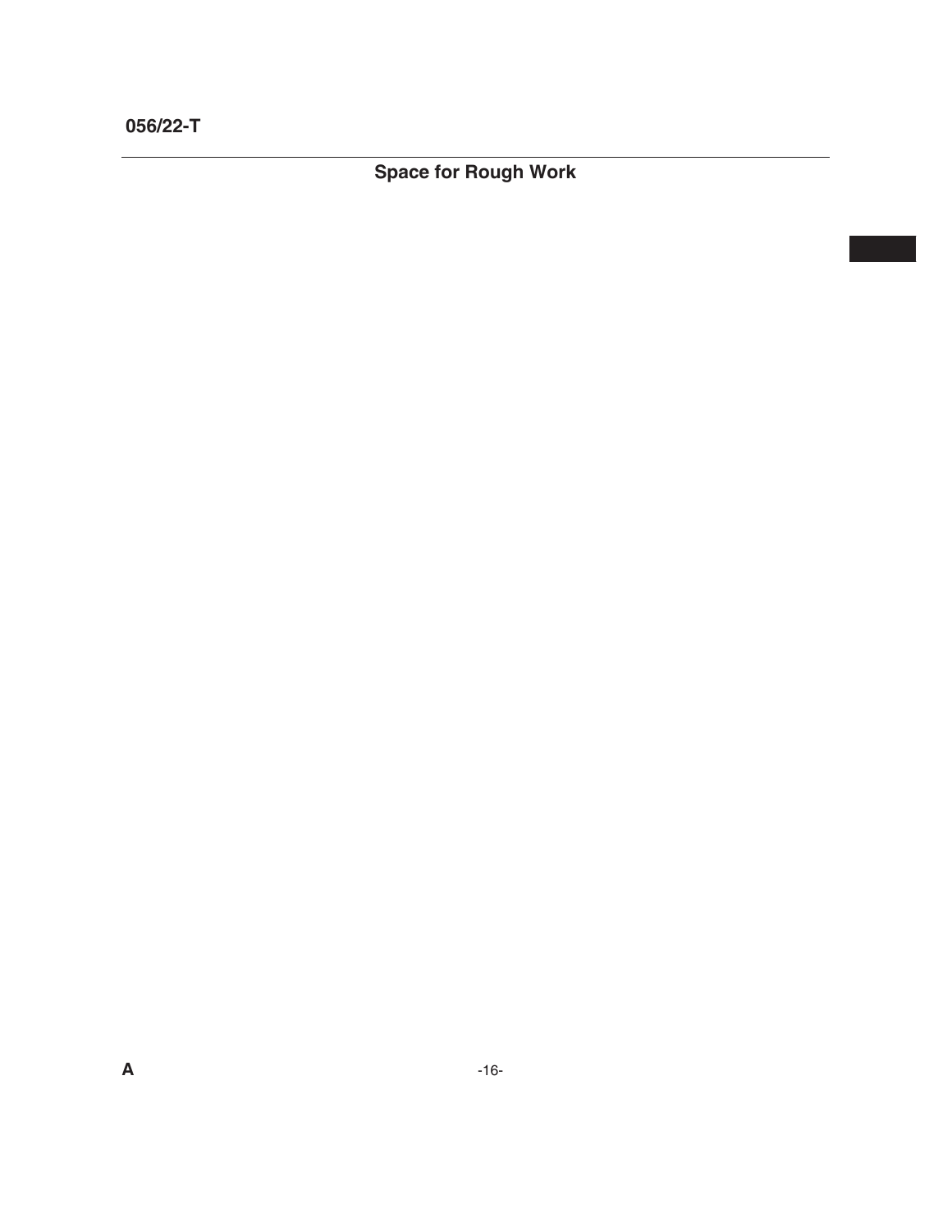## Space for Rough Work